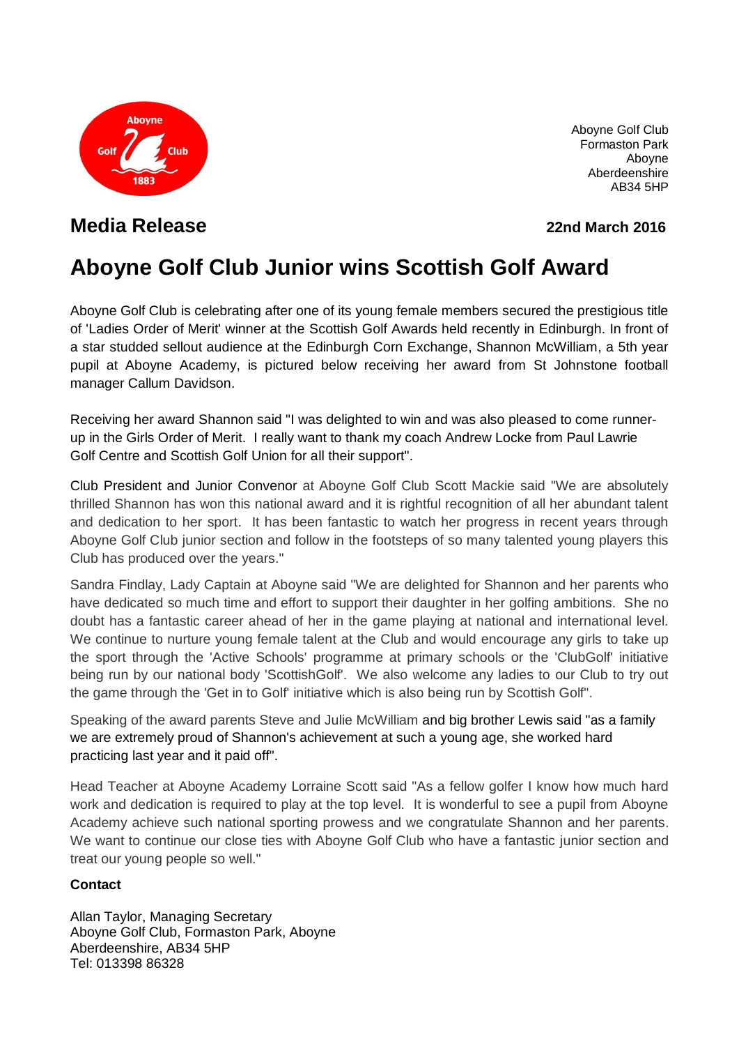Aboyne Golf Club
Formaston Park
Aboyne
Aberdeenshire
AB34 5HP

## Media Release

**22nd March 2016**

# Aboyne Golf Club Junior wins Scottish Golf Award

Aboyne Golf Club is celebrating after one of its young female members secured the prestigious title of 'Ladies Order of Merit' winner at the Scottish Golf Awards held recently in Edinburgh. In front of a star studded sellout audience at the Edinburgh Corn Exchange, Shannon McWilliam, a 5th year pupil at Aboyne Academy, is pictured below receiving her award from St Johnstone football manager Callum Davidson.

Receiving her award Shannon said "I was delighted to win and was also pleased to come runner-up in the Girls Order of Merit. I really want to thank my coach Andrew Locke from Paul Lawrie Golf Centre and Scottish Golf Union for all their support".

Club President and Junior Convenor at Aboyne Golf Club Scott Mackie said "We are absolutely thrilled Shannon has won this national award and it is rightful recognition of all her abundant talent and dedication to her sport. It has been fantastic to watch her progress in recent years through Aboyne Golf Club junior section and follow in the footsteps of so many talented young players this Club has produced over the years."

Sandra Findlay, Lady Captain at Aboyne said "We are delighted for Shannon and her parents who have dedicated so much time and effort to support their daughter in her golfing ambitions. She no doubt has a fantastic career ahead of her in the game playing at national and international level. We continue to nurture young female talent at the Club and would encourage any girls to take up the sport through the 'Active Schools' programme at primary schools or the 'ClubGolf' initiative being run by our national body 'ScottishGolf'. We also welcome any ladies to our Club to try out the game through the 'Get in to Golf' initiative which is also being run by Scottish Golf".

Speaking of the award parents Steve and Julie McWilliam and big brother Lewis said "as a family we are extremely proud of Shannon's achievement at such a young age, she worked hard practicing last year and it paid off".

Head Teacher at Aboyne Academy Lorraine Scott said "As a fellow golfer I know how much hard work and dedication is required to play at the top level. It is wonderful to see a pupil from Aboyne Academy achieve such national sporting prowess and we congratulate Shannon and her parents. We want to continue our close ties with Aboyne Golf Club who have a fantastic junior section and treat our young people so well."

**Contact**

Allan Taylor, Managing Secretary
Aboyne Golf Club, Formaston Park, Aboyne
Aberdeenshire, AB34 5HP
Tel: 013398 86328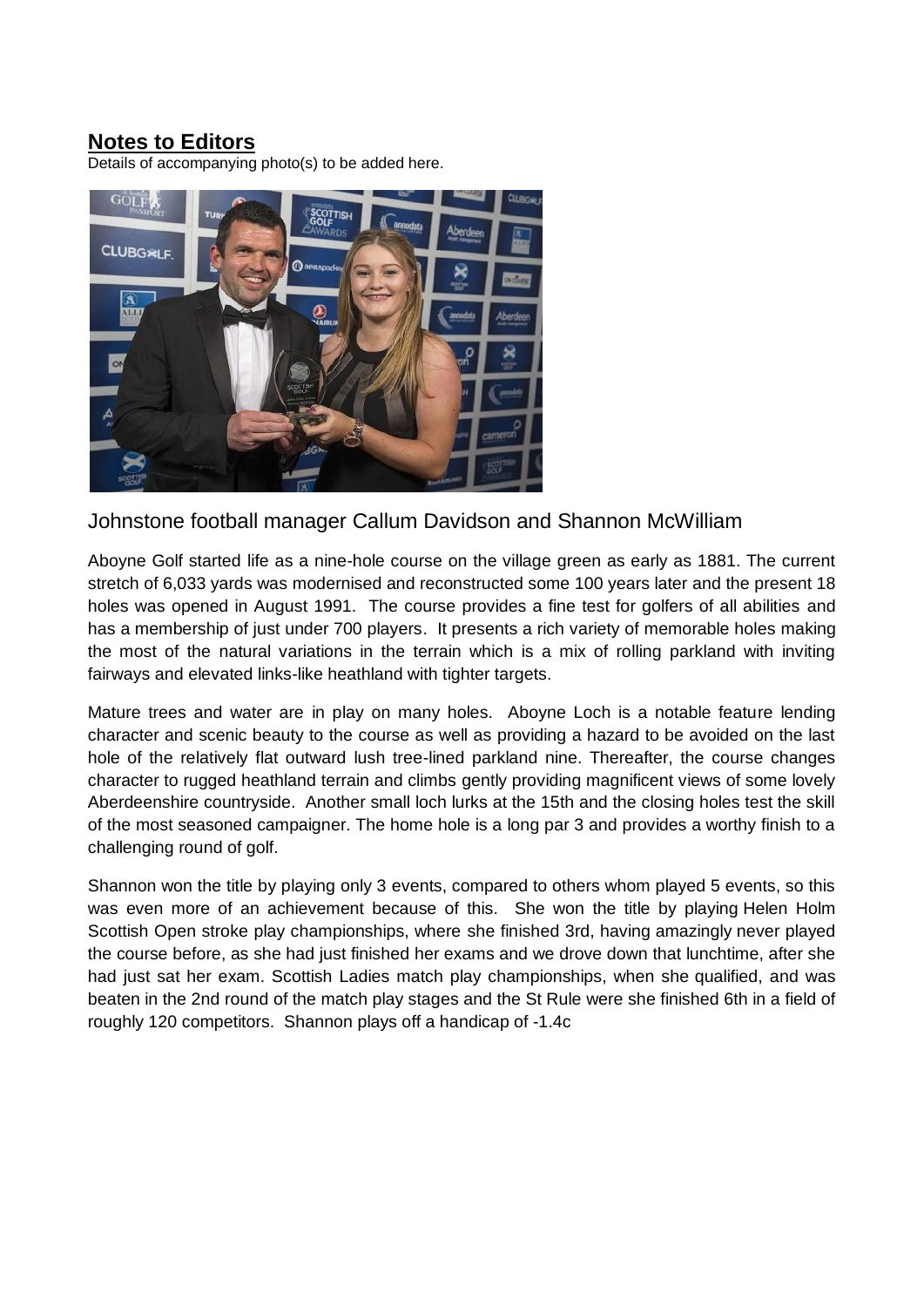## **Notes to Editors**

Details of accompanying photo(s) to be added here.

Johnstone football manager Callum Davidson and Shannon McWilliam

Aboyne Golf started life as a nine-hole course on the village green as early as 1881. The current stretch of 6,033 yards was modernised and reconstructed some 100 years later and the present 18 holes was opened in August 1991. The course provides a fine test for golfers of all abilities and has a membership of just under 700 players. It presents a rich variety of memorable holes making the most of the natural variations in the terrain which is a mix of rolling parkland with inviting fairways and elevated links-like heathland with tighter targets.

Mature trees and water are in play on many holes. Aboyne Loch is a notable feature lending character and scenic beauty to the course as well as providing a hazard to be avoided on the last hole of the relatively flat outward lush tree-lined parkland nine. Thereafter, the course changes character to rugged heathland terrain and climbs gently providing magnificent views of some lovely Aberdeenshire countryside. Another small loch lurks at the 15th and the closing holes test the skill of the most seasoned campaigner. The home hole is a long par 3 and provides a worthy finish to a challenging round of golf.

Shannon won the title by playing only 3 events, compared to others whom played 5 events, so this was even more of an achievement because of this. She won the title by playing Helen Holm Scottish Open stroke play championships, where she finished 3rd, having amazingly never played the course before, as she had just finished her exams and we drove down that lunchtime, after she had just sat her exam. Scottish Ladies match play championships, when she qualified, and was beaten in the 2nd round of the match play stages and the St Rule were she finished 6th in a field of roughly 120 competitors. Shannon plays off a handicap of -1.4c